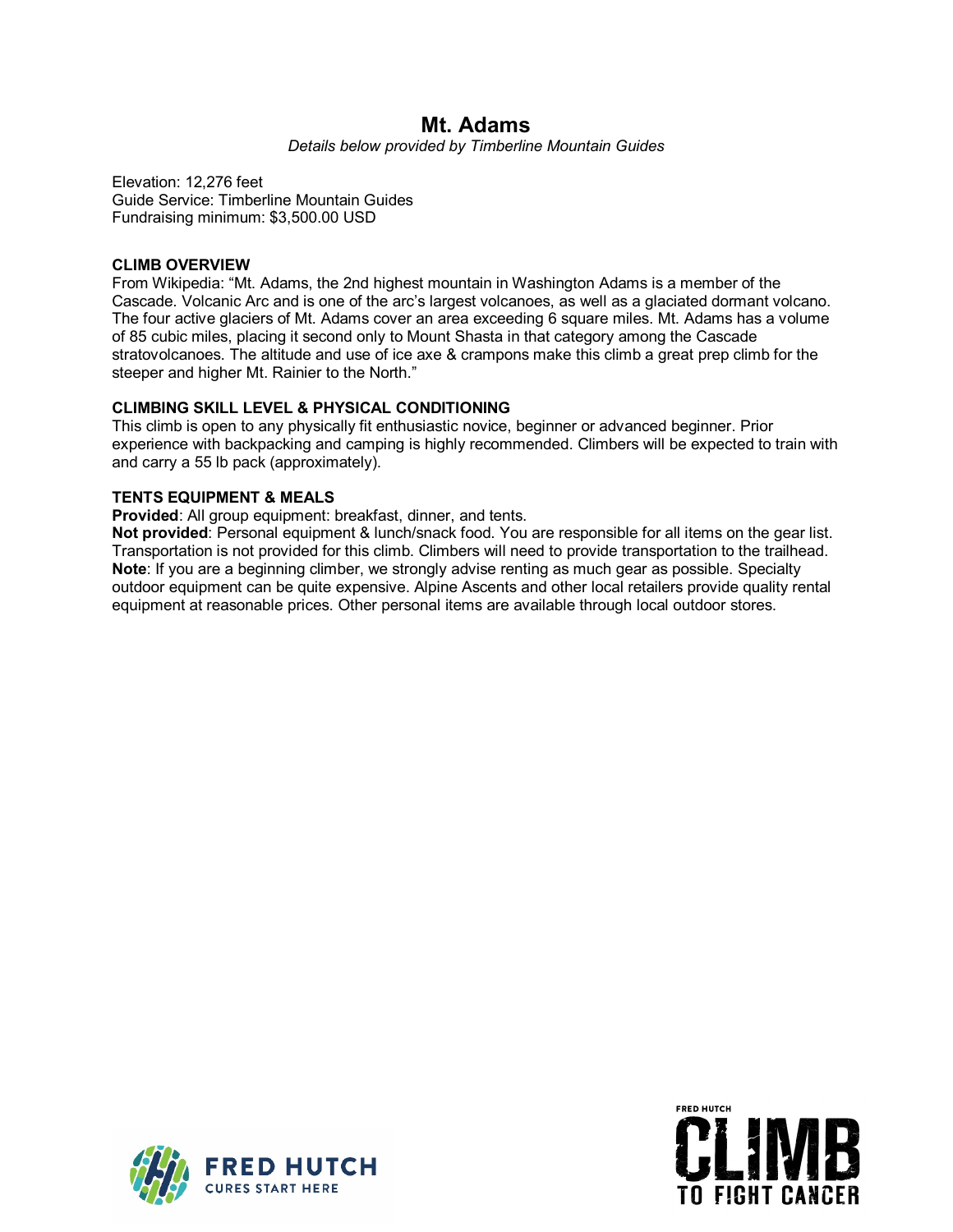# Mt. Adams

*Details below provided by Timberline Mountain Guides*

Elevation: 12,276 feet
Guide Service: Timberline Mountain Guides
Fundraising minimum: $3,500.00 USD

**CLIMB OVERVIEW**

From Wikipedia: "Mt. Adams, the 2nd highest mountain in Washington Adams is a member of the Cascade. Volcanic Arc and is one of the arc's largest volcanoes, as well as a glaciated dormant volcano. The four active glaciers of Mt. Adams cover an area exceeding 6 square miles. Mt. Adams has a volume of 85 cubic miles, placing it second only to Mount Shasta in that category among the Cascade stratovolcanoes. The altitude and use of ice axe & crampons make this climb a great prep climb for the steeper and higher Mt. Rainier to the North."

**CLIMBING SKILL LEVEL & PHYSICAL CONDITIONING**

This climb is open to any physically fit enthusiastic novice, beginner or advanced beginner. Prior experience with backpacking and camping is highly recommended. Climbers will be expected to train with and carry a 55 lb pack (approximately).

**TENTS EQUIPMENT & MEALS**

**Provided**: All group equipment: breakfast, dinner, and tents.
**Not provided**: Personal equipment & lunch/snack food. You are responsible for all items on the gear list. Transportation is not provided for this climb. Climbers will need to provide transportation to the trailhead.
**Note**: If you are a beginning climber, we strongly advise renting as much gear as possible. Specialty outdoor equipment can be quite expensive. Alpine Ascents and other local retailers provide quality rental equipment at reasonable prices. Other personal items are available through local outdoor stores.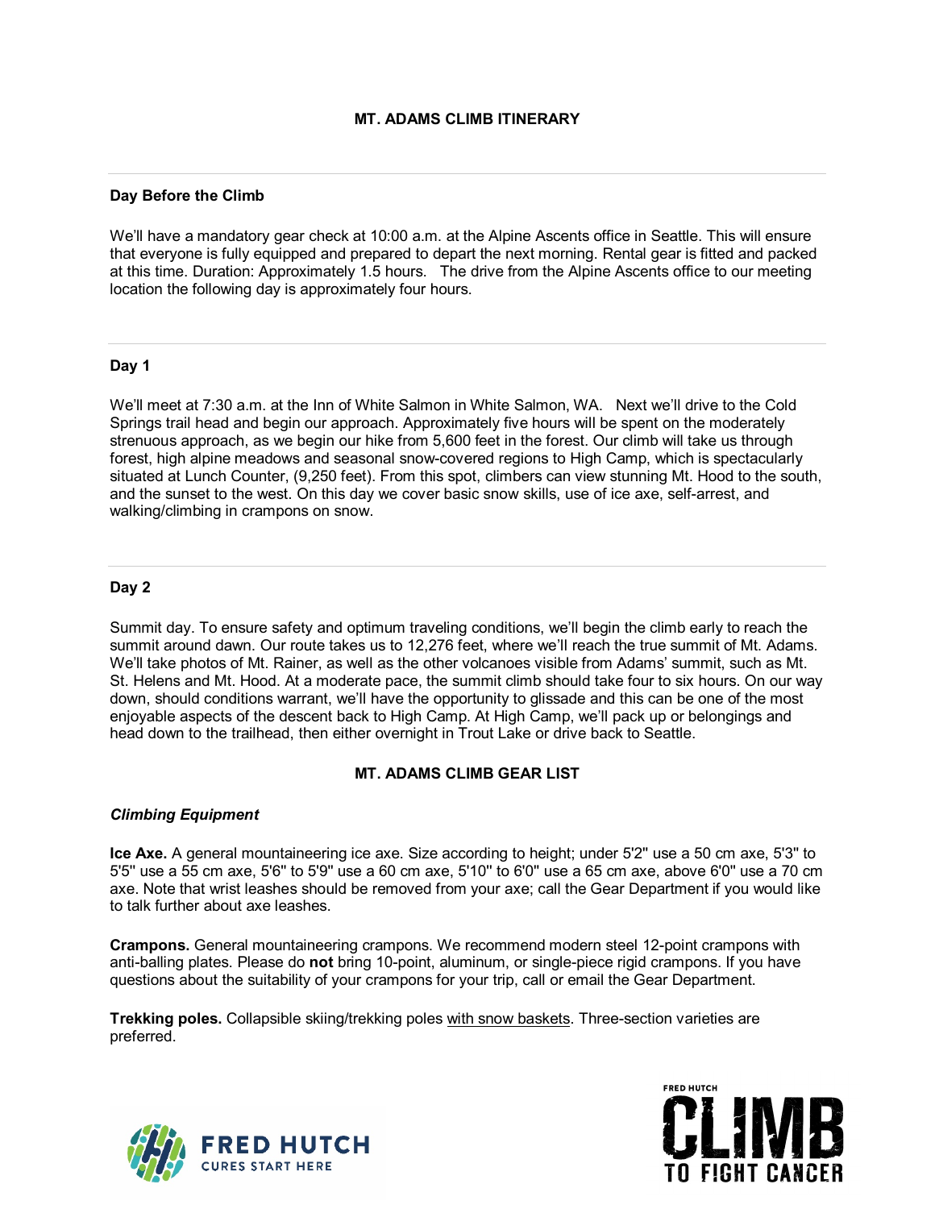## MT. ADAMS CLIMB ITINERARY

### Day Before the Climb

We'll have a mandatory gear check at 10:00 a.m. at the Alpine Ascents office in Seattle. This will ensure that everyone is fully equipped and prepared to depart the next morning. Rental gear is fitted and packed at this time. Duration: Approximately 1.5 hours. The drive from the Alpine Ascents office to our meeting location the following day is approximately four hours.

### Day 1

We'll meet at 7:30 a.m. at the Inn of White Salmon in White Salmon, WA. Next we'll drive to the Cold Springs trail head and begin our approach. Approximately five hours will be spent on the moderately strenuous approach, as we begin our hike from 5,600 feet in the forest. Our climb will take us through forest, high alpine meadows and seasonal snow-covered regions to High Camp, which is spectacularly situated at Lunch Counter, (9,250 feet). From this spot, climbers can view stunning Mt. Hood to the south, and the sunset to the west. On this day we cover basic snow skills, use of ice axe, self-arrest, and walking/climbing in crampons on snow.

### Day 2

Summit day. To ensure safety and optimum traveling conditions, we'll begin the climb early to reach the summit around dawn. Our route takes us to 12,276 feet, where we'll reach the true summit of Mt. Adams. We'll take photos of Mt. Rainer, as well as the other volcanoes visible from Adams' summit, such as Mt. St. Helens and Mt. Hood. At a moderate pace, the summit climb should take four to six hours. On our way down, should conditions warrant, we'll have the opportunity to glissade and this can be one of the most enjoyable aspects of the descent back to High Camp. At High Camp, we'll pack up or belongings and head down to the trailhead, then either overnight in Trout Lake or drive back to Seattle.

## MT. ADAMS CLIMB GEAR LIST

### *Climbing Equipment*

**Ice Axe.** A general mountaineering ice axe. Size according to height; under 5'2" use a 50 cm axe, 5'3" to 5'5" use a 55 cm axe, 5'6" to 5'9" use a 60 cm axe, 5'10" to 6'0" use a 65 cm axe, above 6'0" use a 70 cm axe. Note that wrist leashes should be removed from your axe; call the Gear Department if you would like to talk further about axe leashes.

**Crampons.** General mountaineering crampons. We recommend modern steel 12-point crampons with anti-balling plates. Please do **not** bring 10-point, aluminum, or single-piece rigid crampons. If you have questions about the suitability of your crampons for your trip, call or email the Gear Department.

**Trekking poles.** Collapsible skiing/trekking poles with snow baskets. Three-section varieties are preferred.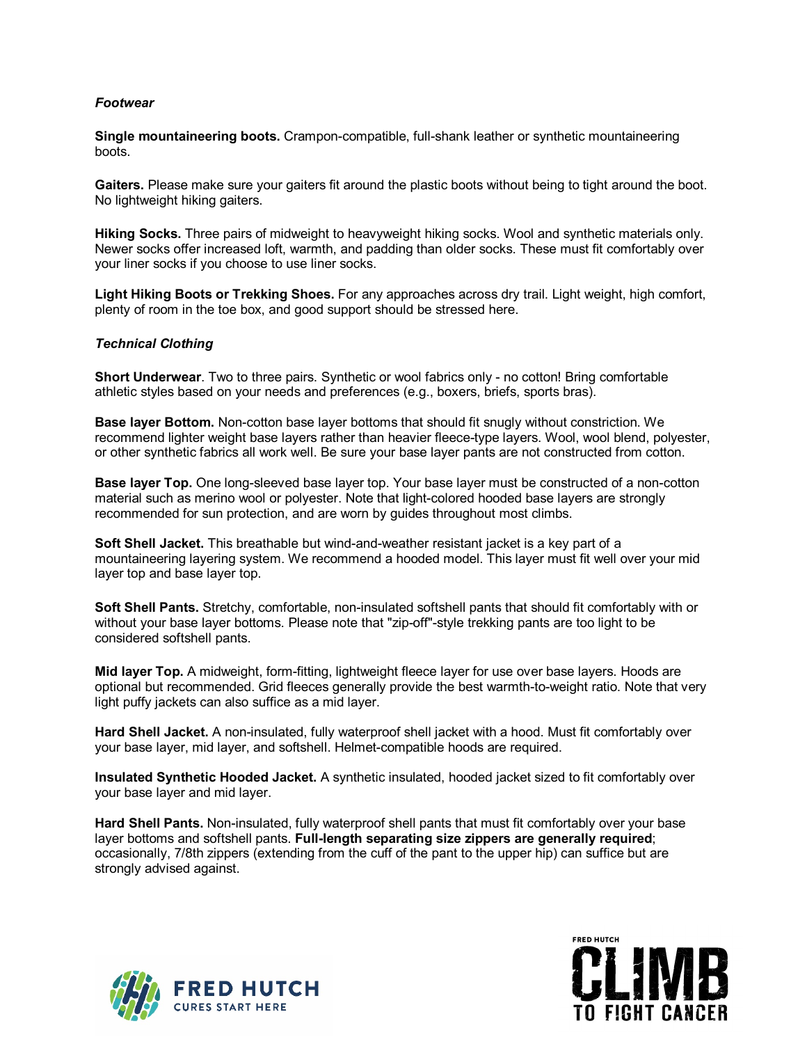***Footwear***

**Single mountaineering boots.** Crampon-compatible, full-shank leather or synthetic mountaineering boots.

**Gaiters.** Please make sure your gaiters fit around the plastic boots without being to tight around the boot. No lightweight hiking gaiters.

**Hiking Socks.** Three pairs of midweight to heavyweight hiking socks. Wool and synthetic materials only. Newer socks offer increased loft, warmth, and padding than older socks. These must fit comfortably over your liner socks if you choose to use liner socks.

**Light Hiking Boots or Trekking Shoes.** For any approaches across dry trail. Light weight, high comfort, plenty of room in the toe box, and good support should be stressed here.

***Technical Clothing***

**Short Underwear**. Two to three pairs. Synthetic or wool fabrics only - no cotton! Bring comfortable athletic styles based on your needs and preferences (e.g., boxers, briefs, sports bras).

**Base layer Bottom.** Non-cotton base layer bottoms that should fit snugly without constriction. We recommend lighter weight base layers rather than heavier fleece-type layers. Wool, wool blend, polyester, or other synthetic fabrics all work well. Be sure your base layer pants are not constructed from cotton.

**Base layer Top.** One long-sleeved base layer top. Your base layer must be constructed of a non-cotton material such as merino wool or polyester. Note that light-colored hooded base layers are strongly recommended for sun protection, and are worn by guides throughout most climbs.

**Soft Shell Jacket.** This breathable but wind-and-weather resistant jacket is a key part of a mountaineering layering system. We recommend a hooded model. This layer must fit well over your mid layer top and base layer top.

**Soft Shell Pants.** Stretchy, comfortable, non-insulated softshell pants that should fit comfortably with or without your base layer bottoms. Please note that "zip-off"-style trekking pants are too light to be considered softshell pants.

**Mid layer Top.** A midweight, form-fitting, lightweight fleece layer for use over base layers. Hoods are optional but recommended. Grid fleeces generally provide the best warmth-to-weight ratio. Note that very light puffy jackets can also suffice as a mid layer.

**Hard Shell Jacket.** A non-insulated, fully waterproof shell jacket with a hood. Must fit comfortably over your base layer, mid layer, and softshell. Helmet-compatible hoods are required.

**Insulated Synthetic Hooded Jacket.** A synthetic insulated, hooded jacket sized to fit comfortably over your base layer and mid layer.

**Hard Shell Pants.** Non-insulated, fully waterproof shell pants that must fit comfortably over your base layer bottoms and softshell pants. **Full-length separating size zippers are generally required**; occasionally, 7/8th zippers (extending from the cuff of the pant to the upper hip) can suffice but are strongly advised against.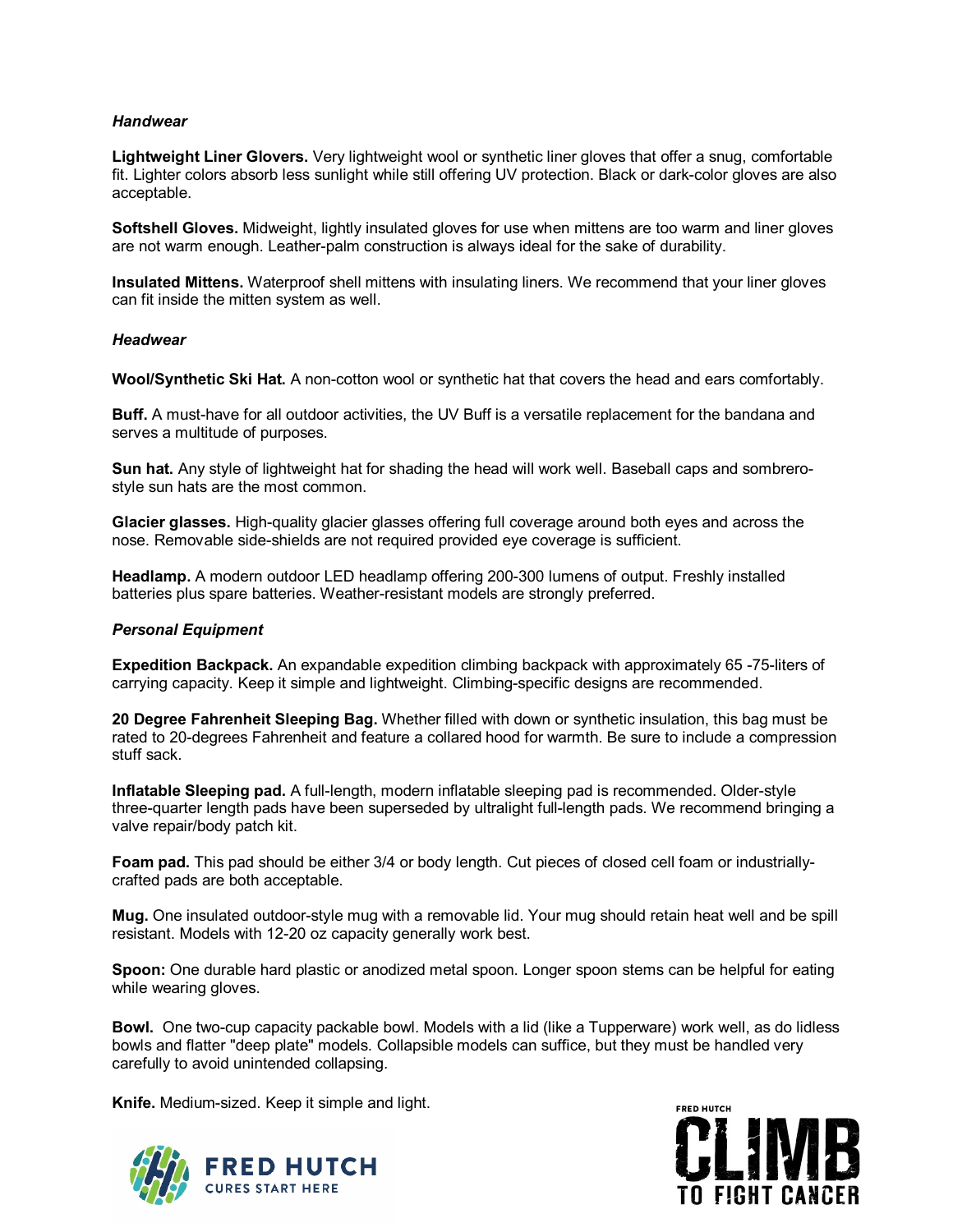### *Handwear*

**Lightweight Liner Glovers.** Very lightweight wool or synthetic liner gloves that offer a snug, comfortable fit. Lighter colors absorb less sunlight while still offering UV protection. Black or dark-color gloves are also acceptable.

**Softshell Gloves.** Midweight, lightly insulated gloves for use when mittens are too warm and liner gloves are not warm enough. Leather-palm construction is always ideal for the sake of durability.

**Insulated Mittens.** Waterproof shell mittens with insulating liners. We recommend that your liner gloves can fit inside the mitten system as well.

### *Headwear*

**Wool/Synthetic Ski Hat.** A non-cotton wool or synthetic hat that covers the head and ears comfortably.

**Buff.** A must-have for all outdoor activities, the UV Buff is a versatile replacement for the bandana and serves a multitude of purposes.

**Sun hat.** Any style of lightweight hat for shading the head will work well. Baseball caps and sombrero-style sun hats are the most common.

**Glacier glasses.** High-quality glacier glasses offering full coverage around both eyes and across the nose. Removable side-shields are not required provided eye coverage is sufficient.

**Headlamp.** A modern outdoor LED headlamp offering 200-300 lumens of output. Freshly installed batteries plus spare batteries. Weather-resistant models are strongly preferred.

### *Personal Equipment*

**Expedition Backpack.** An expandable expedition climbing backpack with approximately 65 -75-liters of carrying capacity. Keep it simple and lightweight. Climbing-specific designs are recommended.

**20 Degree Fahrenheit Sleeping Bag.** Whether filled with down or synthetic insulation, this bag must be rated to 20-degrees Fahrenheit and feature a collared hood for warmth. Be sure to include a compression stuff sack.

**Inflatable Sleeping pad.** A full-length, modern inflatable sleeping pad is recommended. Older-style three-quarter length pads have been superseded by ultralight full-length pads. We recommend bringing a valve repair/body patch kit.

**Foam pad.** This pad should be either 3/4 or body length. Cut pieces of closed cell foam or industrially-crafted pads are both acceptable.

**Mug.** One insulated outdoor-style mug with a removable lid. Your mug should retain heat well and be spill resistant. Models with 12-20 oz capacity generally work best.

**Spoon:** One durable hard plastic or anodized metal spoon. Longer spoon stems can be helpful for eating while wearing gloves.

**Bowl.** One two-cup capacity packable bowl. Models with a lid (like a Tupperware) work well, as do lidless bowls and flatter "deep plate" models. Collapsible models can suffice, but they must be handled very carefully to avoid unintended collapsing.

**Knife.** Medium-sized. Keep it simple and light.

FRED HUTCH
CURES START HERE

FRED HUTCH
CLIMB
TO FIGHT CANCER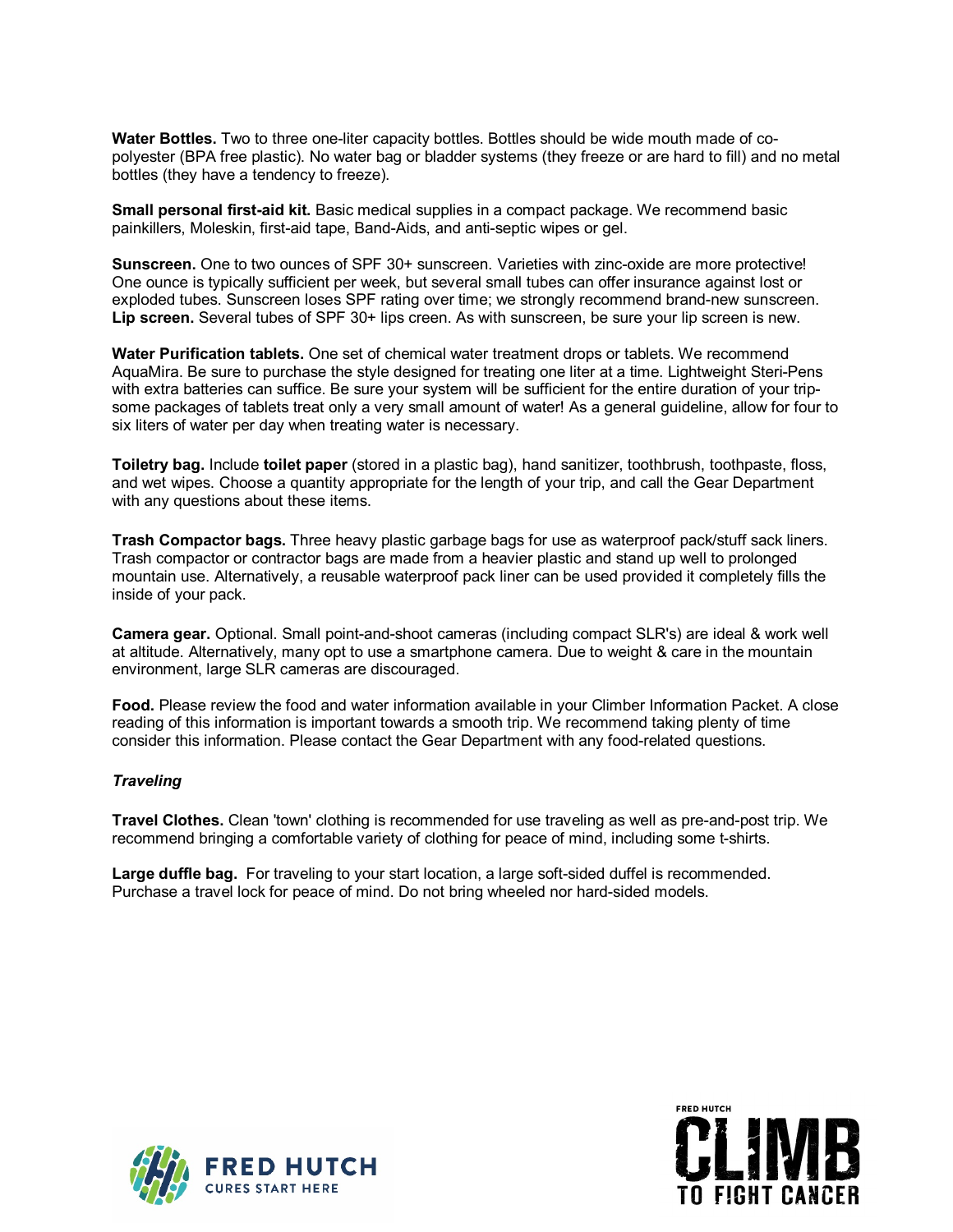**Water Bottles.** Two to three one-liter capacity bottles. Bottles should be wide mouth made of co-polyester (BPA free plastic). No water bag or bladder systems (they freeze or are hard to fill) and no metal bottles (they have a tendency to freeze).

**Small personal first-aid kit.** Basic medical supplies in a compact package. We recommend basic painkillers, Moleskin, first-aid tape, Band-Aids, and anti-septic wipes or gel.

**Sunscreen.** One to two ounces of SPF 30+ sunscreen. Varieties with zinc-oxide are more protective! One ounce is typically sufficient per week, but several small tubes can offer insurance against lost or exploded tubes. Sunscreen loses SPF rating over time; we strongly recommend brand-new sunscreen.
**Lip screen.** Several tubes of SPF 30+ lips creen. As with sunscreen, be sure your lip screen is new.

**Water Purification tablets.** One set of chemical water treatment drops or tablets. We recommend AquaMira. Be sure to purchase the style designed for treating one liter at a time. Lightweight Steri-Pens with extra batteries can suffice. Be sure your system will be sufficient for the entire duration of your trip- some packages of tablets treat only a very small amount of water! As a general guideline, allow for four to six liters of water per day when treating water is necessary.

**Toiletry bag.** Include **toilet paper** (stored in a plastic bag), hand sanitizer, toothbrush, toothpaste, floss, and wet wipes. Choose a quantity appropriate for the length of your trip, and call the Gear Department with any questions about these items.

**Trash Compactor bags.** Three heavy plastic garbage bags for use as waterproof pack/stuff sack liners. Trash compactor or contractor bags are made from a heavier plastic and stand up well to prolonged mountain use. Alternatively, a reusable waterproof pack liner can be used provided it completely fills the inside of your pack.

**Camera gear.** Optional. Small point-and-shoot cameras (including compact SLR's) are ideal & work well at altitude. Alternatively, many opt to use a smartphone camera. Due to weight & care in the mountain environment, large SLR cameras are discouraged.

**Food.** Please review the food and water information available in your Climber Information Packet. A close reading of this information is important towards a smooth trip. We recommend taking plenty of time consider this information. Please contact the Gear Department with any food-related questions.

***Traveling***

**Travel Clothes.** Clean 'town' clothing is recommended for use traveling as well as pre-and-post trip. We recommend bringing a comfortable variety of clothing for peace of mind, including some t-shirts.

**Large duffle bag.** For traveling to your start location, a large soft-sided duffel is recommended. Purchase a travel lock for peace of mind. Do not bring wheeled nor hard-sided models.

FRED HUTCH
CURES START HERE

FRED HUTCH
CLIMB
TO FIGHT CANCER